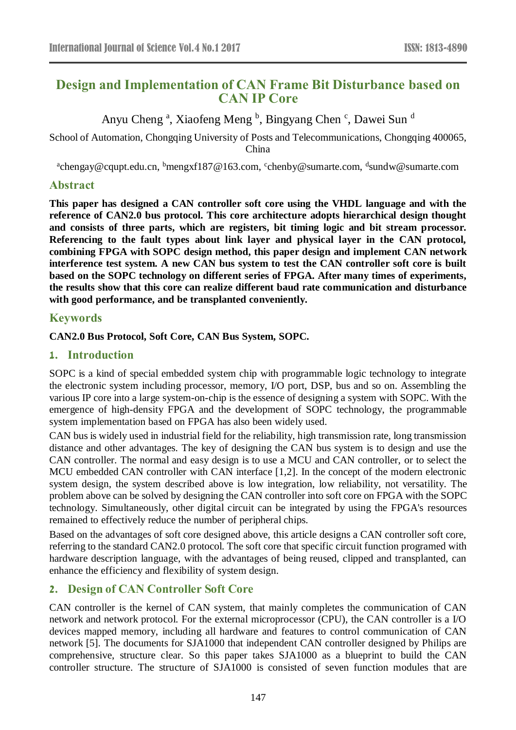# Design and Implementation of CAN Frame Bit Disturbance based on CAN IP Core

Anyu Cheng [a], Xiaofeng Meng [b], Bingyang Chen [c], Dawei Sun [d]

School of Automation, Chongqing University of Posts and Telecommunications, Chongqing 400065, China

[a]chengay@cqupt.edu.cn, [b]mengxf187@163.com, [c]chenby@sumarte.com, [d]sundw@sumarte.com

## Abstract

**This paper has designed a CAN controller soft core using the VHDL language and with the reference of CAN2.0 bus protocol. This core architecture adopts hierarchical design thought and consists of three parts, which are registers, bit timing logic and bit stream processor. Referencing to the fault types about link layer and physical layer in the CAN protocol, combining FPGA with SOPC design method, this paper design and implement CAN network interference test system. A new CAN bus system to test the CAN controller soft core is built based on the SOPC technology on different series of FPGA. After many times of experiments, the results show that this core can realize different baud rate communication and disturbance with good performance, and be transplanted conveniently.**

## Keywords

**CAN2.0 Bus Protocol, Soft Core, CAN Bus System, SOPC.**

## 1. Introduction

SOPC is a kind of special embedded system chip with programmable logic technology to integrate the electronic system including processor, memory, I/O port, DSP, bus and so on. Assembling the various IP core into a large system-on-chip is the essence of designing a system with SOPC. With the emergence of high-density FPGA and the development of SOPC technology, the programmable system implementation based on FPGA has also been widely used.

CAN bus is widely used in industrial field for the reliability, high transmission rate, long transmission distance and other advantages. The key of designing the CAN bus system is to design and use the CAN controller. The normal and easy design is to use a MCU and CAN controller, or to select the MCU embedded CAN controller with CAN interface [1,2]. In the concept of the modern electronic system design, the system described above is low integration, low reliability, not versatility. The problem above can be solved by designing the CAN controller into soft core on FPGA with the SOPC technology. Simultaneously, other digital circuit can be integrated by using the FPGA's resources remained to effectively reduce the number of peripheral chips.

Based on the advantages of soft core designed above, this article designs a CAN controller soft core, referring to the standard CAN2.0 protocol. The soft core that specific circuit function programed with hardware description language, with the advantages of being reused, clipped and transplanted, can enhance the efficiency and flexibility of system design.

## 2. Design of CAN Controller Soft Core

CAN controller is the kernel of CAN system, that mainly completes the communication of CAN network and network protocol. For the external microprocessor (CPU), the CAN controller is a I/O devices mapped memory, including all hardware and features to control communication of CAN network [5]. The documents for SJA1000 that independent CAN controller designed by Philips are comprehensive, structure clear. So this paper takes SJA1000 as a blueprint to build the CAN controller structure. The structure of SJA1000 is consisted of seven function modules that are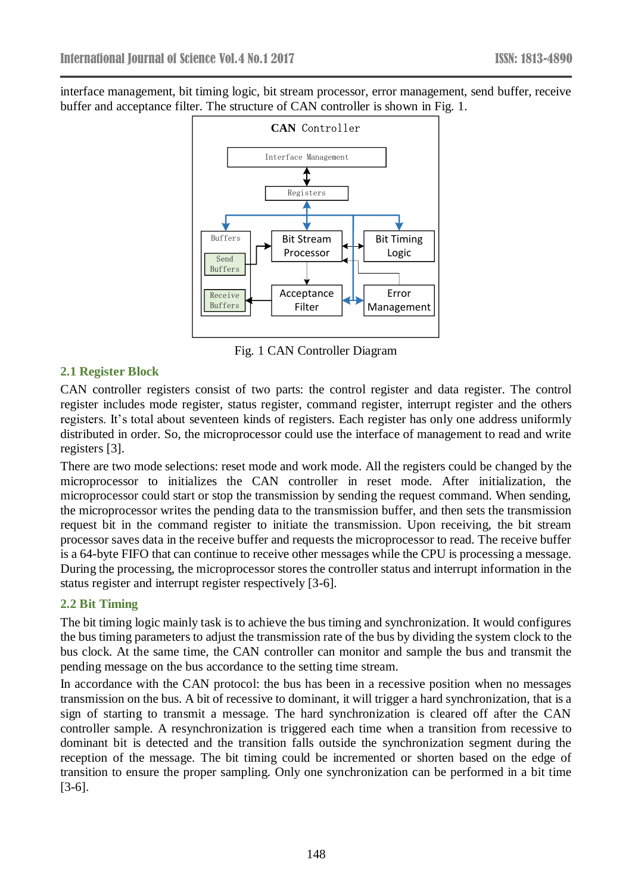interface management, bit timing logic, bit stream processor, error management, send buffer, receive buffer and acceptance filter. The structure of CAN controller is shown in Fig. 1.

Fig. 1 CAN Controller Diagram

## 2.1 Register Block

CAN controller registers consist of two parts: the control register and data register. The control register includes mode register, status register, command register, interrupt register and the others registers. It's total about seventeen kinds of registers. Each register has only one address uniformly distributed in order. So, the microprocessor could use the interface of management to read and write registers [3].

There are two mode selections: reset mode and work mode. All the registers could be changed by the microprocessor to initializes the CAN controller in reset mode. After initialization, the microprocessor could start or stop the transmission by sending the request command. When sending, the microprocessor writes the pending data to the transmission buffer, and then sets the transmission request bit in the command register to initiate the transmission. Upon receiving, the bit stream processor saves data in the receive buffer and requests the microprocessor to read. The receive buffer is a 64-byte FIFO that can continue to receive other messages while the CPU is processing a message. During the processing, the microprocessor stores the controller status and interrupt information in the status register and interrupt register respectively [3-6].

## 2.2 Bit Timing

The bit timing logic mainly task is to achieve the bus timing and synchronization. It would configures the bus timing parameters to adjust the transmission rate of the bus by dividing the system clock to the bus clock. At the same time, the CAN controller can monitor and sample the bus and transmit the pending message on the bus accordance to the setting time stream.

In accordance with the CAN protocol: the bus has been in a recessive position when no messages transmission on the bus. A bit of recessive to dominant, it will trigger a hard synchronization, that is a sign of starting to transmit a message. The hard synchronization is cleared off after the CAN controller sample. A resynchronization is triggered each time when a transition from recessive to dominant bit is detected and the transition falls outside the synchronization segment during the reception of the message. The bit timing could be incremented or shorten based on the edge of transition to ensure the proper sampling. Only one synchronization can be performed in a bit time [3-6].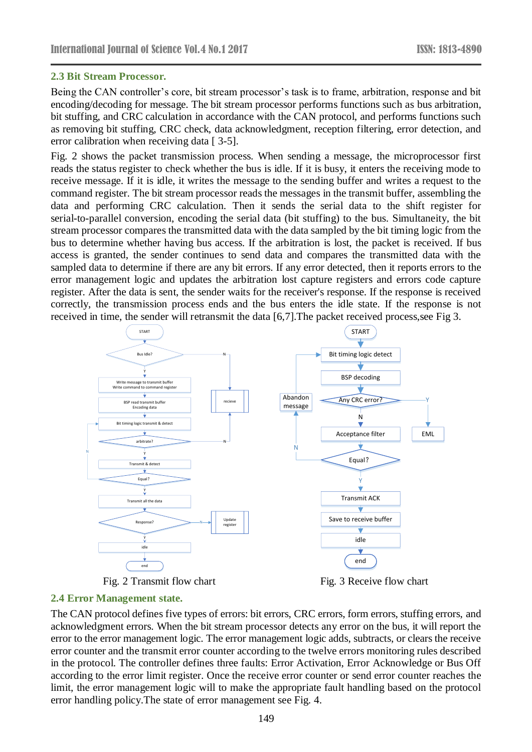## 2.3 Bit Stream Processor.

Being the CAN controller's core, bit stream processor's task is to frame, arbitration, response and bit encoding/decoding for message. The bit stream processor performs functions such as bus arbitration, bit stuffing, and CRC calculation in accordance with the CAN protocol, and performs functions such as removing bit stuffing, CRC check, data acknowledgment, reception filtering, error detection, and error calibration when receiving data [ 3-5].

Fig. 2 shows the packet transmission process. When sending a message, the microprocessor first reads the status register to check whether the bus is idle. If it is busy, it enters the receiving mode to receive message. If it is idle, it writes the message to the sending buffer and writes a request to the command register. The bit stream processor reads the messages in the transmit buffer, assembling the data and performing CRC calculation. Then it sends the serial data to the shift register for serial-to-parallel conversion, encoding the serial data (bit stuffing) to the bus. Simultaneity, the bit stream processor compares the transmitted data with the data sampled by the bit timing logic from the bus to determine whether having bus access. If the arbitration is lost, the packet is received. If bus access is granted, the sender continues to send data and compares the transmitted data with the sampled data to determine if there are any bit errors. If any error detected, then it reports errors to the error management logic and updates the arbitration lost capture registers and errors code capture register. After the data is sent, the sender waits for the receiver's response. If the response is received correctly, the transmission process ends and the bus enters the idle state. If the response is not received in time, the sender will retransmit the data [6,7].The packet received process,see Fig 3.

Fig. 2 Transmit flow chart

Fig. 3 Receive flow chart

## 2.4 Error Management state.

The CAN protocol defines five types of errors: bit errors, CRC errors, form errors, stuffing errors, and acknowledgment errors. When the bit stream processor detects any error on the bus, it will report the error to the error management logic. The error management logic adds, subtracts, or clears the receive error counter and the transmit error counter according to the twelve errors monitoring rules described in the protocol. The controller defines three faults: Error Activation, Error Acknowledge or Bus Off according to the error limit register. Once the receive error counter or send error counter reaches the limit, the error management logic will to make the appropriate fault handling based on the protocol error handling policy.The state of error management see Fig. 4.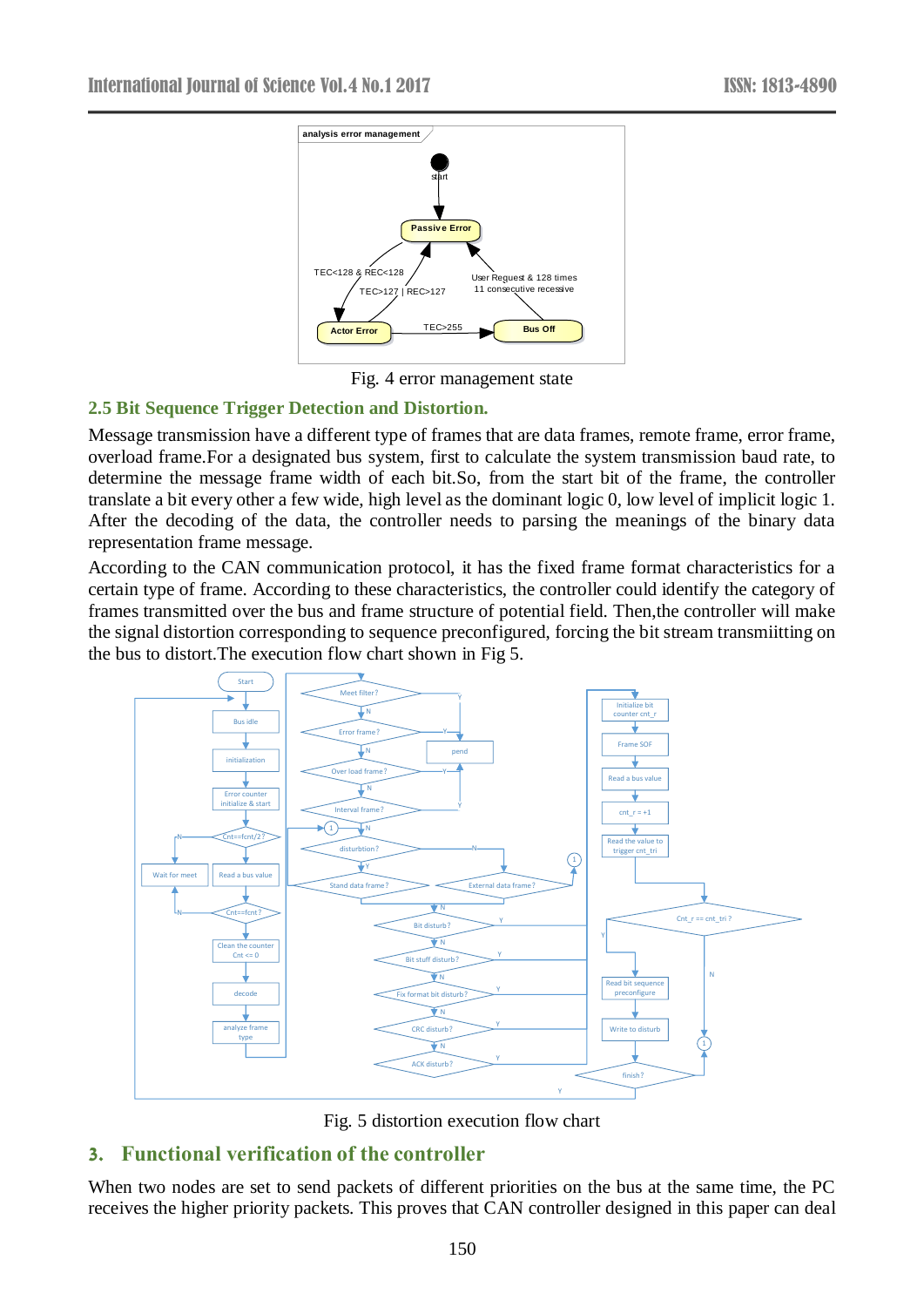Fig. 4 error management state

## 2.5 Bit Sequence Trigger Detection and Distortion.

Message transmission have a different type of frames that are data frames, remote frame, error frame, overload frame.For a designated bus system, first to calculate the system transmission baud rate, to determine the message frame width of each bit.So, from the start bit of the frame, the controller translate a bit every other a few wide, high level as the dominant logic 0, low level of implicit logic 1. After the decoding of the data, the controller needs to parsing the meanings of the binary data representation frame message.

According to the CAN communication protocol, it has the fixed frame format characteristics for a certain type of frame. According to these characteristics, the controller could identify the category of frames transmitted over the bus and frame structure of potential field. Then,the controller will make the signal distortion corresponding to sequence preconfigured, forcing the bit stream transmiitting on the bus to distort.The execution flow chart shown in Fig 5.

Fig. 5 distortion execution flow chart

# 3. Functional verification of the controller

When two nodes are set to send packets of different priorities on the bus at the same time, the PC receives the higher priority packets. This proves that CAN controller designed in this paper can deal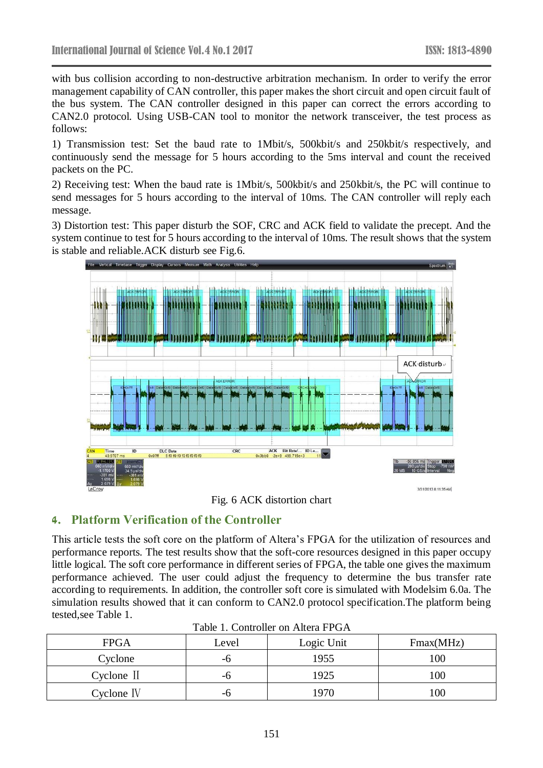with bus collision according to non-destructive arbitration mechanism. In order to verify the error management capability of CAN controller, this paper makes the short circuit and open circuit fault of the bus system. The CAN controller designed in this paper can correct the errors according to CAN2.0 protocol. Using USB-CAN tool to monitor the network transceiver, the test process as follows:

1) Transmission test: Set the baud rate to 1Mbit/s, 500kbit/s and 250kbit/s respectively, and continuously send the message for 5 hours according to the 5ms interval and count the received packets on the PC.

2) Receiving test: When the baud rate is 1Mbit/s, 500kbit/s and 250kbit/s, the PC will continue to send messages for 5 hours according to the interval of 10ms. The CAN controller will reply each message.

3) Distortion test: This paper disturb the SOF, CRC and ACK field to validate the precept. And the system continue to test for 5 hours according to the interval of 10ms. The result shows that the system is stable and reliable.ACK disturb see Fig.6.

Fig. 6 ACK distortion chart

## 4. Platform Verification of the Controller

This article tests the soft core on the platform of Altera's FPGA for the utilization of resources and performance reports. The test results show that the soft-core resources designed in this paper occupy little logical. The soft core performance in different series of FPGA, the table one gives the maximum performance achieved. The user could adjust the frequency to determine the bus transfer rate according to requirements. In addition, the controller soft core is simulated with Modelsim 6.0a. The simulation results showed that it can conform to CAN2.0 protocol specification.The platform being tested,see Table 1.

Table 1. Controller on Altera FPGA

| FPGA | Level | Logic Unit | Fmax(MHz) |
|---|---|---|---|
| Cyclone | -6 | 1955 | 100 |
| Cyclone Ⅱ | -6 | 1925 | 100 |
| Cyclone Ⅳ | -6 | 1970 | 100 |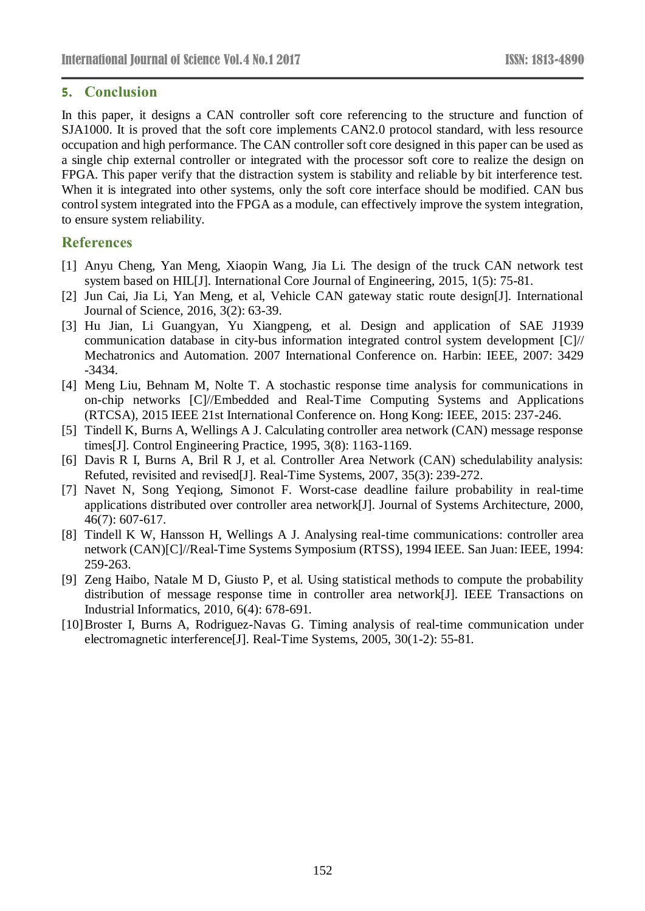## 5. Conclusion

In this paper, it designs a CAN controller soft core referencing to the structure and function of SJA1000. It is proved that the soft core implements CAN2.0 protocol standard, with less resource occupation and high performance. The CAN controller soft core designed in this paper can be used as a single chip external controller or integrated with the processor soft core to realize the design on FPGA. This paper verify that the distraction system is stability and reliable by bit interference test. When it is integrated into other systems, only the soft core interface should be modified. CAN bus control system integrated into the FPGA as a module, can effectively improve the system integration, to ensure system reliability.

## References

[1] Anyu Cheng, Yan Meng, Xiaopin Wang, Jia Li. The design of the truck CAN network test system based on HIL[J]. International Core Journal of Engineering, 2015, 1(5): 75-81.

[2] Jun Cai, Jia Li, Yan Meng, et al, Vehicle CAN gateway static route design[J]. International Journal of Science, 2016, 3(2): 63-39.

[3] Hu Jian, Li Guangyan, Yu Xiangpeng, et al. Design and application of SAE J1939 communication database in city-bus information integrated control system development [C]// Mechatronics and Automation. 2007 International Conference on. Harbin: IEEE, 2007: 3429 -3434.

[4] Meng Liu, Behnam M, Nolte T. A stochastic response time analysis for communications in on-chip networks [C]//Embedded and Real-Time Computing Systems and Applications (RTCSA), 2015 IEEE 21st International Conference on. Hong Kong: IEEE, 2015: 237-246.

[5] Tindell K, Burns A, Wellings A J. Calculating controller area network (CAN) message response times[J]. Control Engineering Practice, 1995, 3(8): 1163-1169.

[6] Davis R I, Burns A, Bril R J, et al. Controller Area Network (CAN) schedulability analysis: Refuted, revisited and revised[J]. Real-Time Systems, 2007, 35(3): 239-272.

[7] Navet N, Song Yeqiong, Simonot F. Worst-case deadline failure probability in real-time applications distributed over controller area network[J]. Journal of Systems Architecture, 2000, 46(7): 607-617.

[8] Tindell K W, Hansson H, Wellings A J. Analysing real-time communications: controller area network (CAN)[C]//Real-Time Systems Symposium (RTSS), 1994 IEEE. San Juan: IEEE, 1994: 259-263.

[9] Zeng Haibo, Natale M D, Giusto P, et al. Using statistical methods to compute the probability distribution of message response time in controller area network[J]. IEEE Transactions on Industrial Informatics, 2010, 6(4): 678-691.

[10] Broster I, Burns A, Rodriguez-Navas G. Timing analysis of real-time communication under electromagnetic interference[J]. Real-Time Systems, 2005, 30(1-2): 55-81.